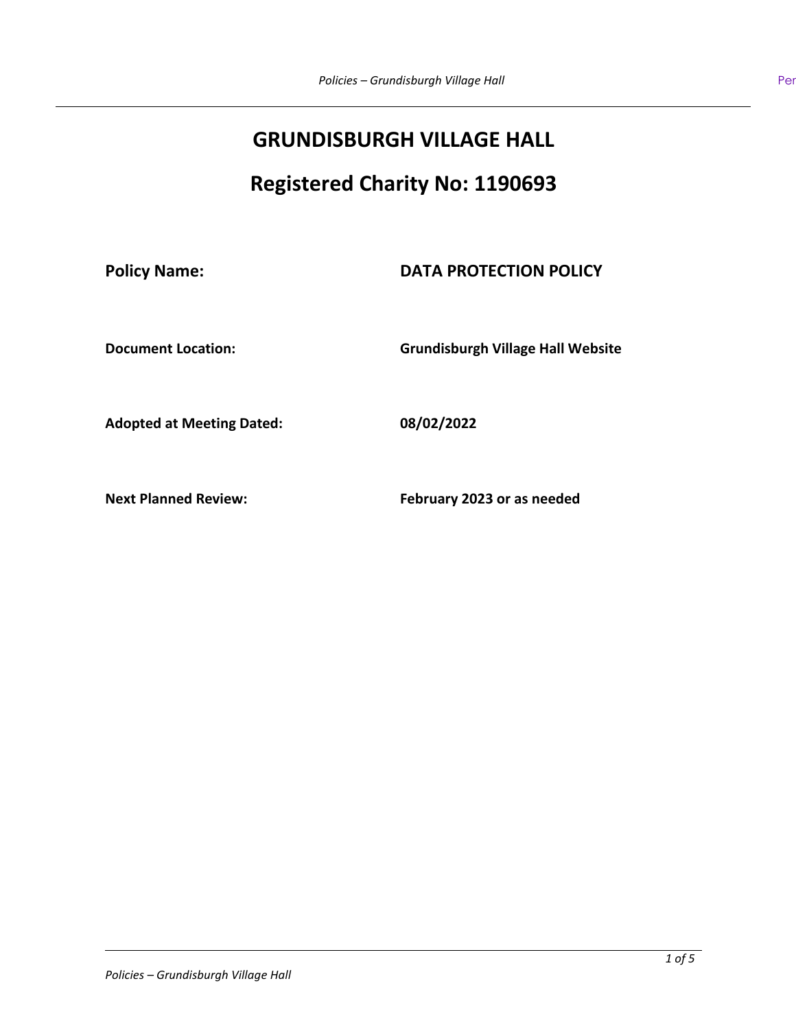# GRUNDISBURGH VILLAGE HALL

# Registered Charity No: 1190693

| | |
|---|---|
| **Policy Name:** | **DATA PROTECTION POLICY** |
| **Document Location:** | **Grundisburgh Village Hall Website** |
| **Adopted at Meeting Dated:** | **08/02/2022** |
| **Next Planned Review:** | **February 2023 or as needed** |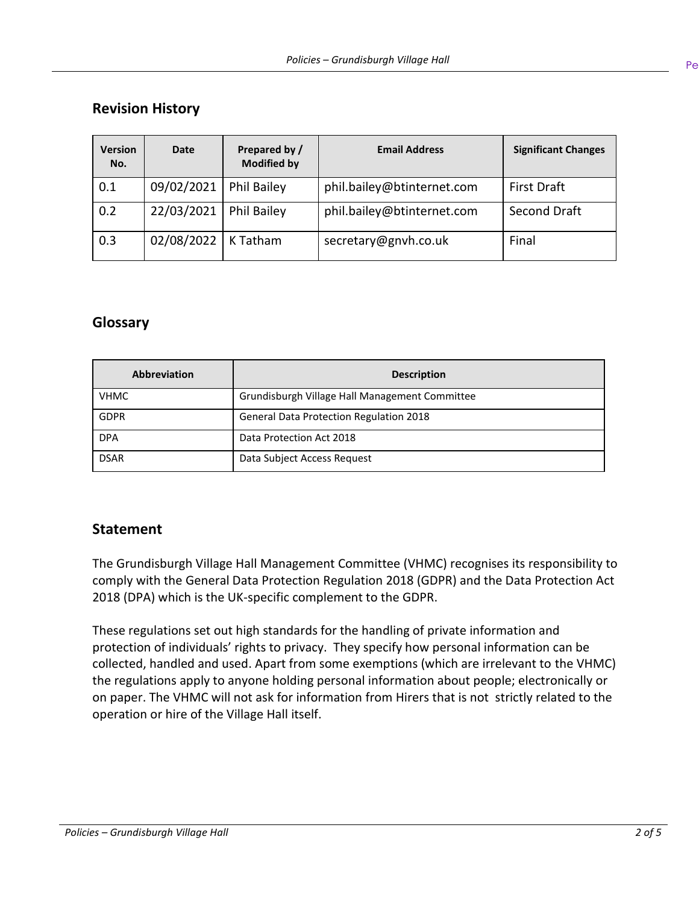## Revision History

| Version No. | Date | Prepared by / Modified by | Email Address | Significant Changes |
|---|---|---|---|---|
| 0.1 | 09/02/2021 | Phil Bailey | phil.bailey@btinternet.com | First Draft |
| 0.2 | 22/03/2021 | Phil Bailey | phil.bailey@btinternet.com | Second Draft |
| 0.3 | 02/08/2022 | K Tatham | secretary@gnvh.co.uk | Final |

## Glossary

| Abbreviation | Description |
|---|---|
| VHMC | Grundisburgh Village Hall Management Committee |
| GDPR | General Data Protection Regulation 2018 |
| DPA | Data Protection Act 2018 |
| DSAR | Data Subject Access Request |

## Statement

The Grundisburgh Village Hall Management Committee (VHMC) recognises its responsibility to comply with the General Data Protection Regulation 2018 (GDPR) and the Data Protection Act 2018 (DPA) which is the UK-specific complement to the GDPR.

These regulations set out high standards for the handling of private information and protection of individuals' rights to privacy. They specify how personal information can be collected, handled and used. Apart from some exemptions (which are irrelevant to the VHMC) the regulations apply to anyone holding personal information about people; electronically or on paper. The VHMC will not ask for information from Hirers that is not strictly related to the operation or hire of the Village Hall itself.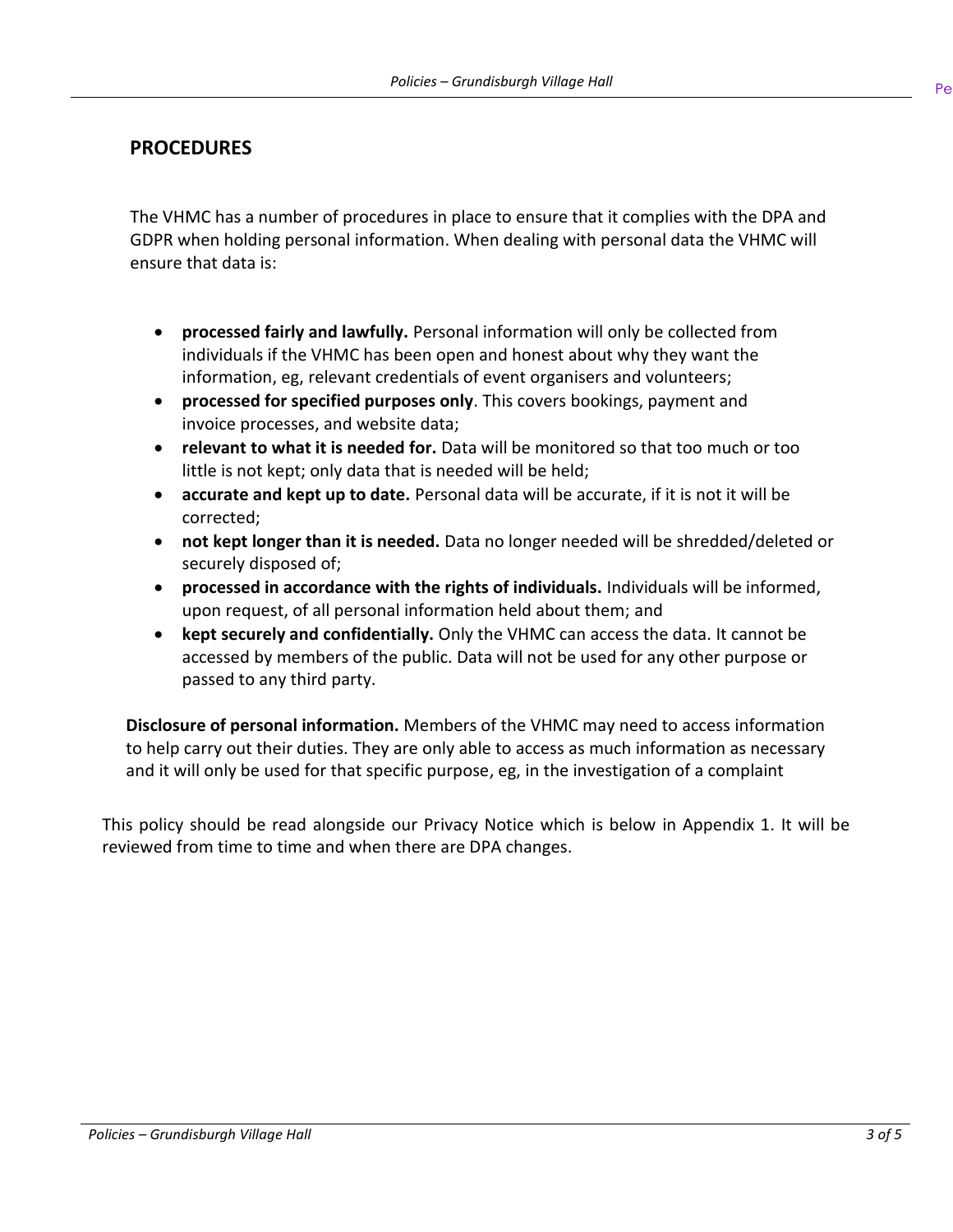## PROCEDURES

The VHMC has a number of procedures in place to ensure that it complies with the DPA and GDPR when holding personal information. When dealing with personal data the VHMC will ensure that data is:

- **processed fairly and lawfully.** Personal information will only be collected from individuals if the VHMC has been open and honest about why they want the information, eg, relevant credentials of event organisers and volunteers;
- **processed for specified purposes only**. This covers bookings, payment and invoice processes, and website data;
- **relevant to what it is needed for.** Data will be monitored so that too much or too little is not kept; only data that is needed will be held;
- **accurate and kept up to date.** Personal data will be accurate, if it is not it will be corrected;
- **not kept longer than it is needed.** Data no longer needed will be shredded/deleted or securely disposed of;
- **processed in accordance with the rights of individuals.** Individuals will be informed, upon request, of all personal information held about them; and
- **kept securely and confidentially.** Only the VHMC can access the data. It cannot be accessed by members of the public. Data will not be used for any other purpose or passed to any third party.

**Disclosure of personal information.** Members of the VHMC may need to access information to help carry out their duties. They are only able to access as much information as necessary and it will only be used for that specific purpose, eg, in the investigation of a complaint

This policy should be read alongside our Privacy Notice which is below in Appendix 1. It will be reviewed from time to time and when there are DPA changes.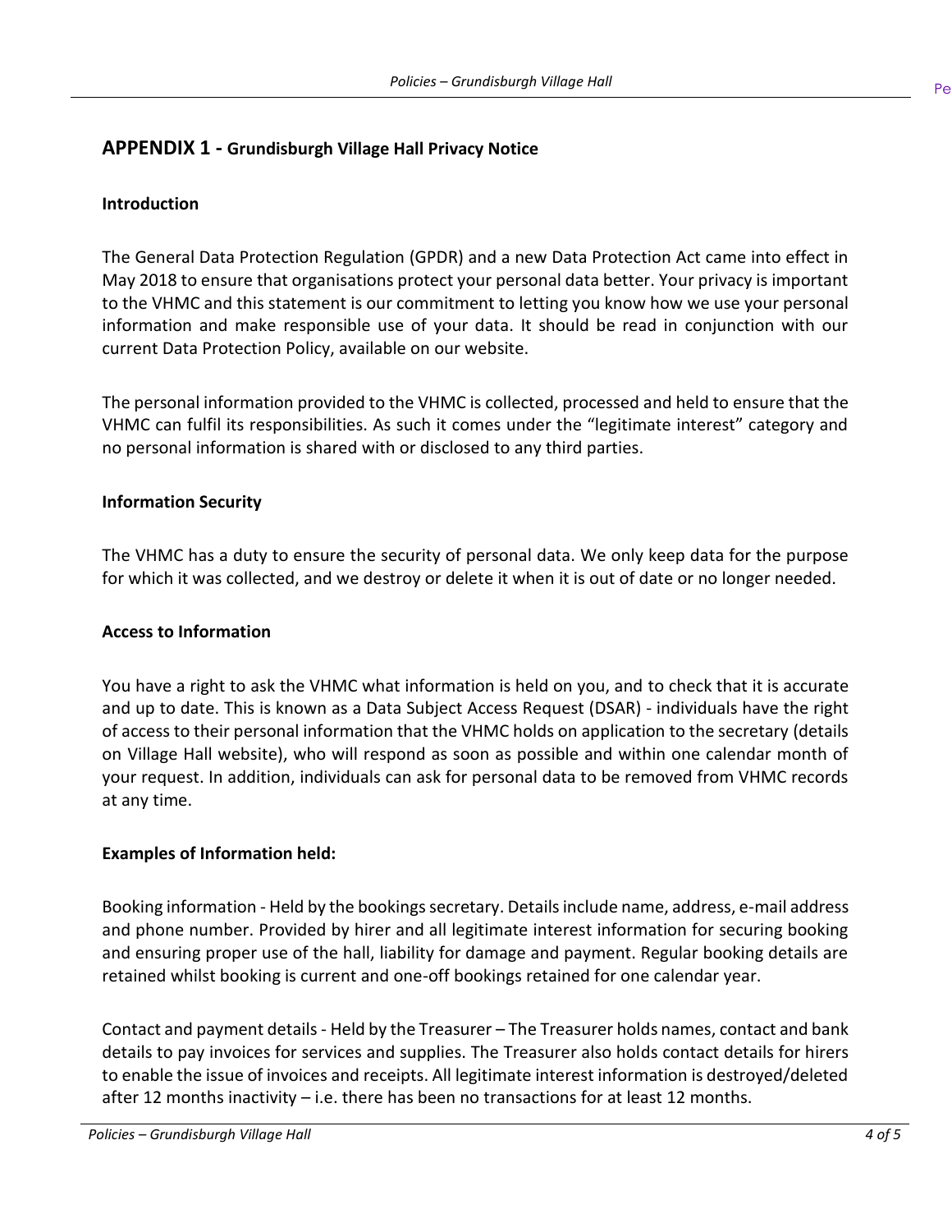## APPENDIX 1 - Grundisburgh Village Hall Privacy Notice

**Introduction**

The General Data Protection Regulation (GPDR) and a new Data Protection Act came into effect in May 2018 to ensure that organisations protect your personal data better. Your privacy is important to the VHMC and this statement is our commitment to letting you know how we use your personal information and make responsible use of your data. It should be read in conjunction with our current Data Protection Policy, available on our website.

The personal information provided to the VHMC is collected, processed and held to ensure that the VHMC can fulfil its responsibilities. As such it comes under the "legitimate interest" category and no personal information is shared with or disclosed to any third parties.

**Information Security**

The VHMC has a duty to ensure the security of personal data. We only keep data for the purpose for which it was collected, and we destroy or delete it when it is out of date or no longer needed.

**Access to Information**

You have a right to ask the VHMC what information is held on you, and to check that it is accurate and up to date. This is known as a Data Subject Access Request (DSAR) - individuals have the right of access to their personal information that the VHMC holds on application to the secretary (details on Village Hall website), who will respond as soon as possible and within one calendar month of your request. In addition, individuals can ask for personal data to be removed from VHMC records at any time.

**Examples of Information held:**

Booking information - Held by the bookings secretary. Details include name, address, e-mail address and phone number. Provided by hirer and all legitimate interest information for securing booking and ensuring proper use of the hall, liability for damage and payment. Regular booking details are retained whilst booking is current and one-off bookings retained for one calendar year.

Contact and payment details - Held by the Treasurer – The Treasurer holds names, contact and bank details to pay invoices for services and supplies. The Treasurer also holds contact details for hirers to enable the issue of invoices and receipts. All legitimate interest information is destroyed/deleted after 12 months inactivity – i.e. there has been no transactions for at least 12 months.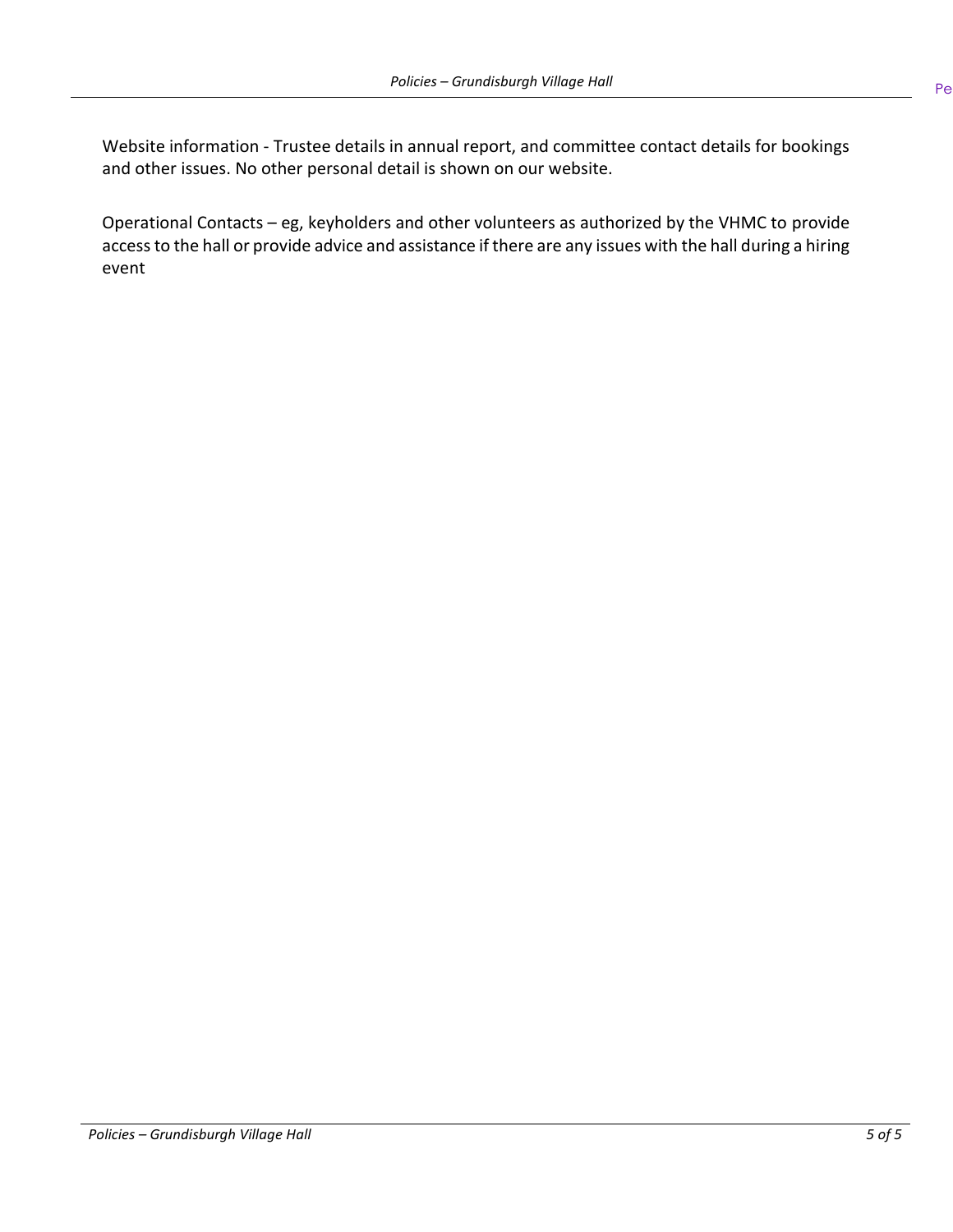Website information - Trustee details in annual report, and committee contact details for bookings and other issues. No other personal detail is shown on our website.

Operational Contacts – eg, keyholders and other volunteers as authorized by the VHMC to provide access to the hall or provide advice and assistance if there are any issues with the hall during a hiring event